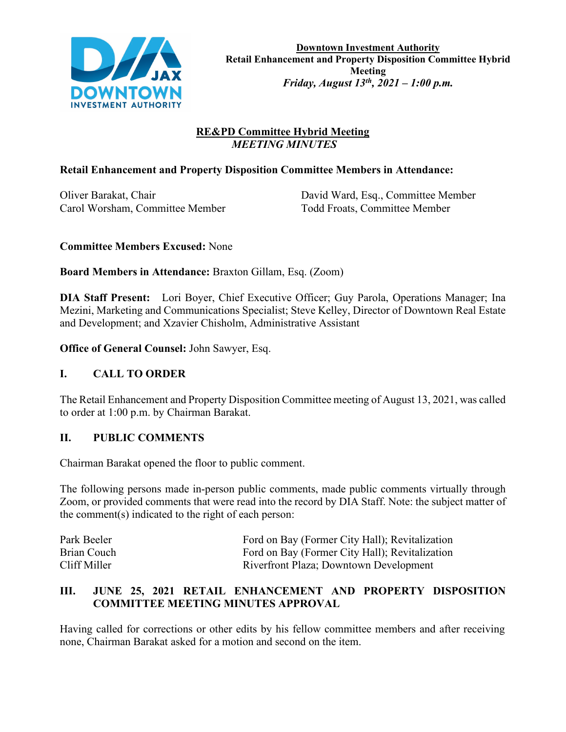**Downtown Investment Authority**
**Retail Enhancement and Property Disposition Committee Hybrid Meeting**
***Friday, August 13th, 2021 – 1:00 p.m.***

## RE&PD Committee Hybrid Meeting
***MEETING MINUTES***

**Retail Enhancement and Property Disposition Committee Members in Attendance:**

Oliver Barakat, Chair
Carol Worsham, Committee Member
David Ward, Esq., Committee Member
Todd Froats, Committee Member

**Committee Members Excused:** None

**Board Members in Attendance:** Braxton Gillam, Esq. (Zoom)

**DIA Staff Present:** Lori Boyer, Chief Executive Officer; Guy Parola, Operations Manager; Ina Mezini, Marketing and Communications Specialist; Steve Kelley, Director of Downtown Real Estate and Development; and Xzavier Chisholm, Administrative Assistant

**Office of General Counsel:** John Sawyer, Esq.

## I. CALL TO ORDER

The Retail Enhancement and Property Disposition Committee meeting of August 13, 2021, was called to order at 1:00 p.m. by Chairman Barakat.

## II. PUBLIC COMMENTS

Chairman Barakat opened the floor to public comment.

The following persons made in-person public comments, made public comments virtually through Zoom, or provided comments that were read into the record by DIA Staff. Note: the subject matter of the comment(s) indicated to the right of each person:

| | |
|---|---|
| Park Beeler | Ford on Bay (Former City Hall); Revitalization |
| Brian Couch | Ford on Bay (Former City Hall); Revitalization |
| Cliff Miller | Riverfront Plaza; Downtown Development |

## III. JUNE 25, 2021 RETAIL ENHANCEMENT AND PROPERTY DISPOSITION COMMITTEE MEETING MINUTES APPROVAL

Having called for corrections or other edits by his fellow committee members and after receiving none, Chairman Barakat asked for a motion and second on the item.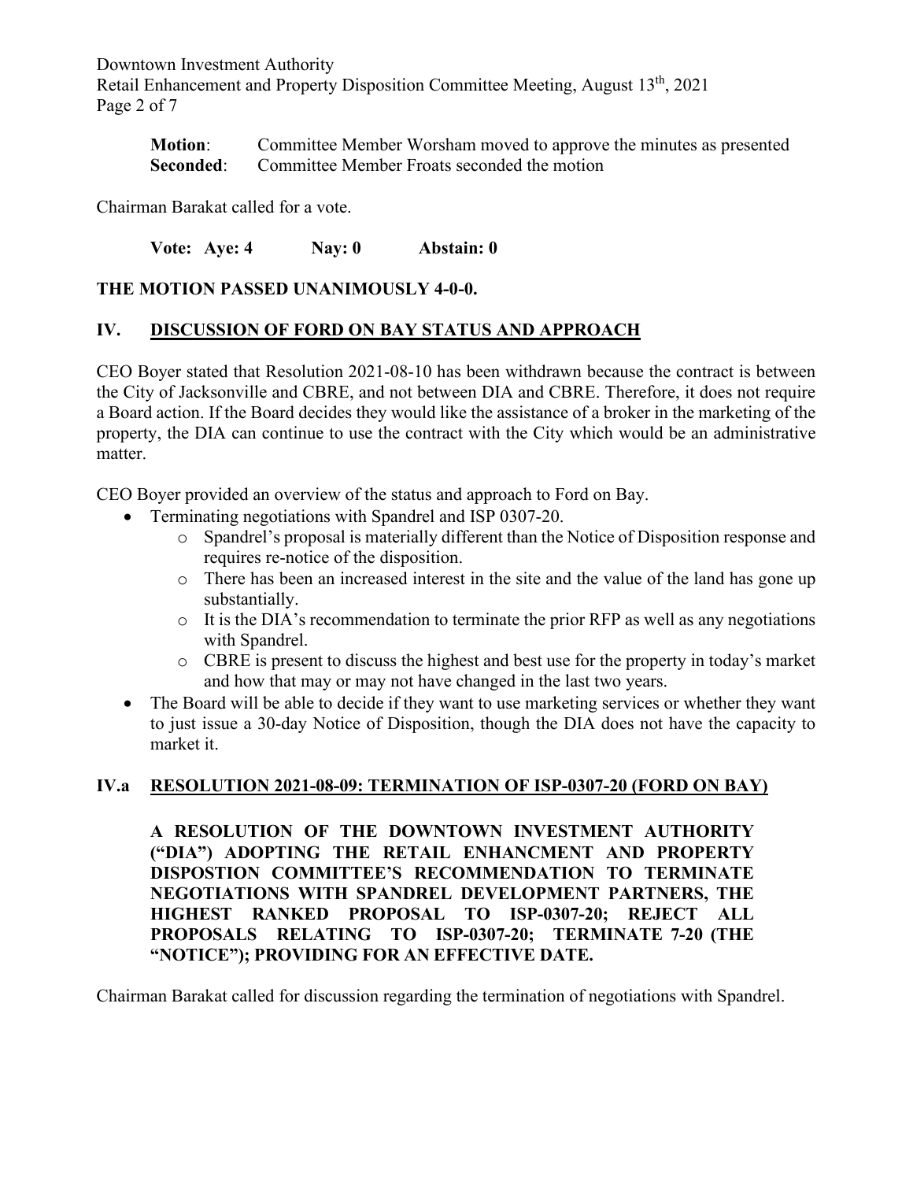**Motion**: Committee Member Worsham moved to approve the minutes as presented
**Seconded**: Committee Member Froats seconded the motion

Chairman Barakat called for a vote.

**Vote: Aye: 4 Nay: 0 Abstain: 0**

**THE MOTION PASSED UNANIMOUSLY 4-0-0.**

## IV. DISCUSSION OF FORD ON BAY STATUS AND APPROACH

CEO Boyer stated that Resolution 2021-08-10 has been withdrawn because the contract is between the City of Jacksonville and CBRE, and not between DIA and CBRE. Therefore, it does not require a Board action. If the Board decides they would like the assistance of a broker in the marketing of the property, the DIA can continue to use the contract with the City which would be an administrative matter.

CEO Boyer provided an overview of the status and approach to Ford on Bay.

- Terminating negotiations with Spandrel and ISP 0307-20.
  - Spandrel's proposal is materially different than the Notice of Disposition response and requires re-notice of the disposition.
  - There has been an increased interest in the site and the value of the land has gone up substantially.
  - It is the DIA's recommendation to terminate the prior RFP as well as any negotiations with Spandrel.
  - CBRE is present to discuss the highest and best use for the property in today's market and how that may or may not have changed in the last two years.
- The Board will be able to decide if they want to use marketing services or whether they want to just issue a 30-day Notice of Disposition, though the DIA does not have the capacity to market it.

## IV.a RESOLUTION 2021-08-09: TERMINATION OF ISP-0307-20 (FORD ON BAY)

**A RESOLUTION OF THE DOWNTOWN INVESTMENT AUTHORITY ("DIA") ADOPTING THE RETAIL ENHANCMENT AND PROPERTY DISPOSTION COMMITTEE'S RECOMMENDATION TO TERMINATE NEGOTIATIONS WITH SPANDREL DEVELOPMENT PARTNERS, THE HIGHEST RANKED PROPOSAL TO ISP-0307-20; REJECT ALL PROPOSALS RELATING TO ISP-0307-20; TERMINATE 7-20 (THE "NOTICE"); PROVIDING FOR AN EFFECTIVE DATE.**

Chairman Barakat called for discussion regarding the termination of negotiations with Spandrel.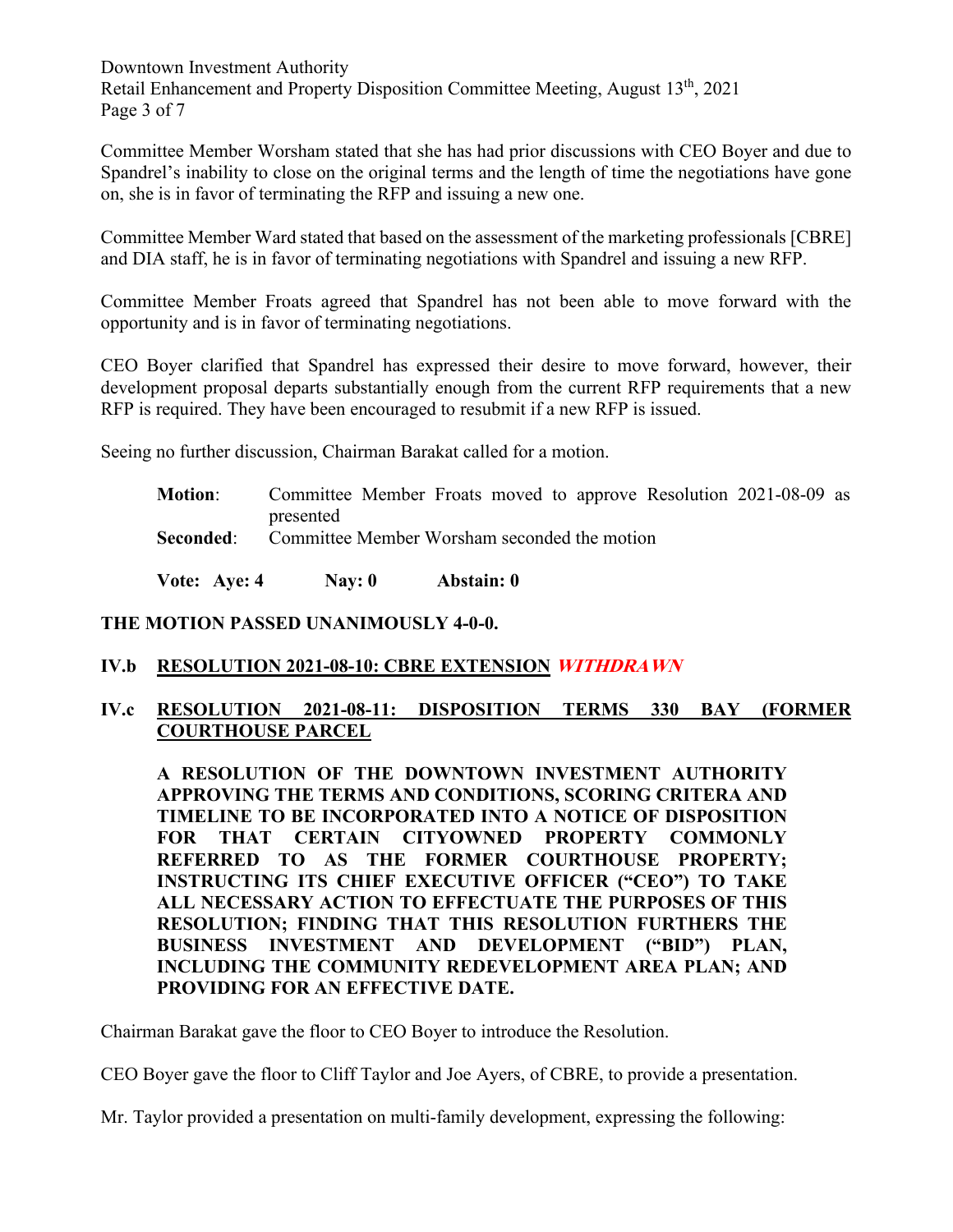Committee Member Worsham stated that she has had prior discussions with CEO Boyer and due to Spandrel's inability to close on the original terms and the length of time the negotiations have gone on, she is in favor of terminating the RFP and issuing a new one.

Committee Member Ward stated that based on the assessment of the marketing professionals [CBRE] and DIA staff, he is in favor of terminating negotiations with Spandrel and issuing a new RFP.

Committee Member Froats agreed that Spandrel has not been able to move forward with the opportunity and is in favor of terminating negotiations.

CEO Boyer clarified that Spandrel has expressed their desire to move forward, however, their development proposal departs substantially enough from the current RFP requirements that a new RFP is required. They have been encouraged to resubmit if a new RFP is issued.

Seeing no further discussion, Chairman Barakat called for a motion.

**Motion**: Committee Member Froats moved to approve Resolution 2021-08-09 as presented
**Seconded**: Committee Member Worsham seconded the motion

**Vote: Aye: 4 Nay: 0 Abstain: 0**

**THE MOTION PASSED UNANIMOUSLY 4-0-0.**

**IV.b <u>RESOLUTION 2021-08-10: CBRE EXTENSION</u>** ***WITHDRAWN***

**IV.c <u>RESOLUTION 2021-08-11: DISPOSITION TERMS 330 BAY (FORMER COURTHOUSE PARCEL</u>**

**A RESOLUTION OF THE DOWNTOWN INVESTMENT AUTHORITY APPROVING THE TERMS AND CONDITIONS, SCORING CRITERA AND TIMELINE TO BE INCORPORATED INTO A NOTICE OF DISPOSITION FOR THAT CERTAIN CITYOWNED PROPERTY COMMONLY REFERRED TO AS THE FORMER COURTHOUSE PROPERTY; INSTRUCTING ITS CHIEF EXECUTIVE OFFICER ("CEO") TO TAKE ALL NECESSARY ACTION TO EFFECTUATE THE PURPOSES OF THIS RESOLUTION; FINDING THAT THIS RESOLUTION FURTHERS THE BUSINESS INVESTMENT AND DEVELOPMENT ("BID") PLAN, INCLUDING THE COMMUNITY REDEVELOPMENT AREA PLAN; AND PROVIDING FOR AN EFFECTIVE DATE.**

Chairman Barakat gave the floor to CEO Boyer to introduce the Resolution.

CEO Boyer gave the floor to Cliff Taylor and Joe Ayers, of CBRE, to provide a presentation.

Mr. Taylor provided a presentation on multi-family development, expressing the following: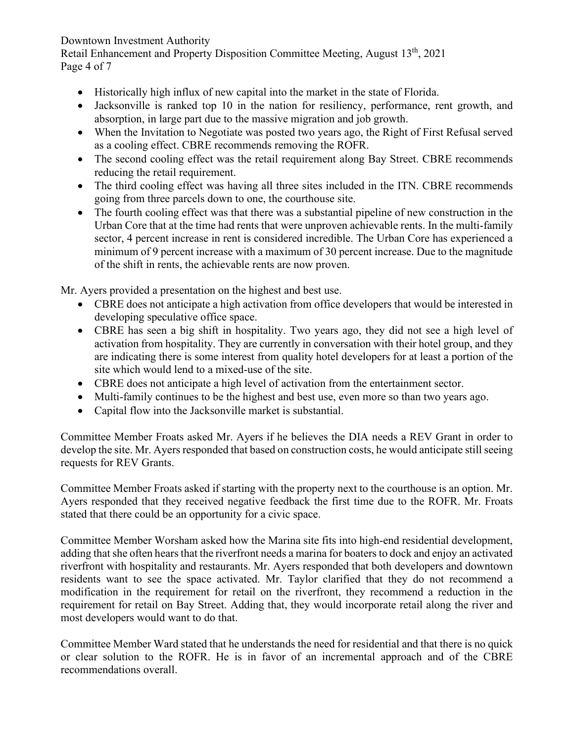- Historically high influx of new capital into the market in the state of Florida.
- Jacksonville is ranked top 10 in the nation for resiliency, performance, rent growth, and absorption, in large part due to the massive migration and job growth.
- When the Invitation to Negotiate was posted two years ago, the Right of First Refusal served as a cooling effect. CBRE recommends removing the ROFR.
- The second cooling effect was the retail requirement along Bay Street. CBRE recommends reducing the retail requirement.
- The third cooling effect was having all three sites included in the ITN. CBRE recommends going from three parcels down to one, the courthouse site.
- The fourth cooling effect was that there was a substantial pipeline of new construction in the Urban Core that at the time had rents that were unproven achievable rents. In the multi-family sector, 4 percent increase in rent is considered incredible. The Urban Core has experienced a minimum of 9 percent increase with a maximum of 30 percent increase. Due to the magnitude of the shift in rents, the achievable rents are now proven.

Mr. Ayers provided a presentation on the highest and best use.

- CBRE does not anticipate a high activation from office developers that would be interested in developing speculative office space.
- CBRE has seen a big shift in hospitality. Two years ago, they did not see a high level of activation from hospitality. They are currently in conversation with their hotel group, and they are indicating there is some interest from quality hotel developers for at least a portion of the site which would lend to a mixed-use of the site.
- CBRE does not anticipate a high level of activation from the entertainment sector.
- Multi-family continues to be the highest and best use, even more so than two years ago.
- Capital flow into the Jacksonville market is substantial.

Committee Member Froats asked Mr. Ayers if he believes the DIA needs a REV Grant in order to develop the site. Mr. Ayers responded that based on construction costs, he would anticipate still seeing requests for REV Grants.

Committee Member Froats asked if starting with the property next to the courthouse is an option. Mr. Ayers responded that they received negative feedback the first time due to the ROFR. Mr. Froats stated that there could be an opportunity for a civic space.

Committee Member Worsham asked how the Marina site fits into high-end residential development, adding that she often hears that the riverfront needs a marina for boaters to dock and enjoy an activated riverfront with hospitality and restaurants. Mr. Ayers responded that both developers and downtown residents want to see the space activated. Mr. Taylor clarified that they do not recommend a modification in the requirement for retail on the riverfront, they recommend a reduction in the requirement for retail on Bay Street. Adding that, they would incorporate retail along the river and most developers would want to do that.

Committee Member Ward stated that he understands the need for residential and that there is no quick or clear solution to the ROFR. He is in favor of an incremental approach and of the CBRE recommendations overall.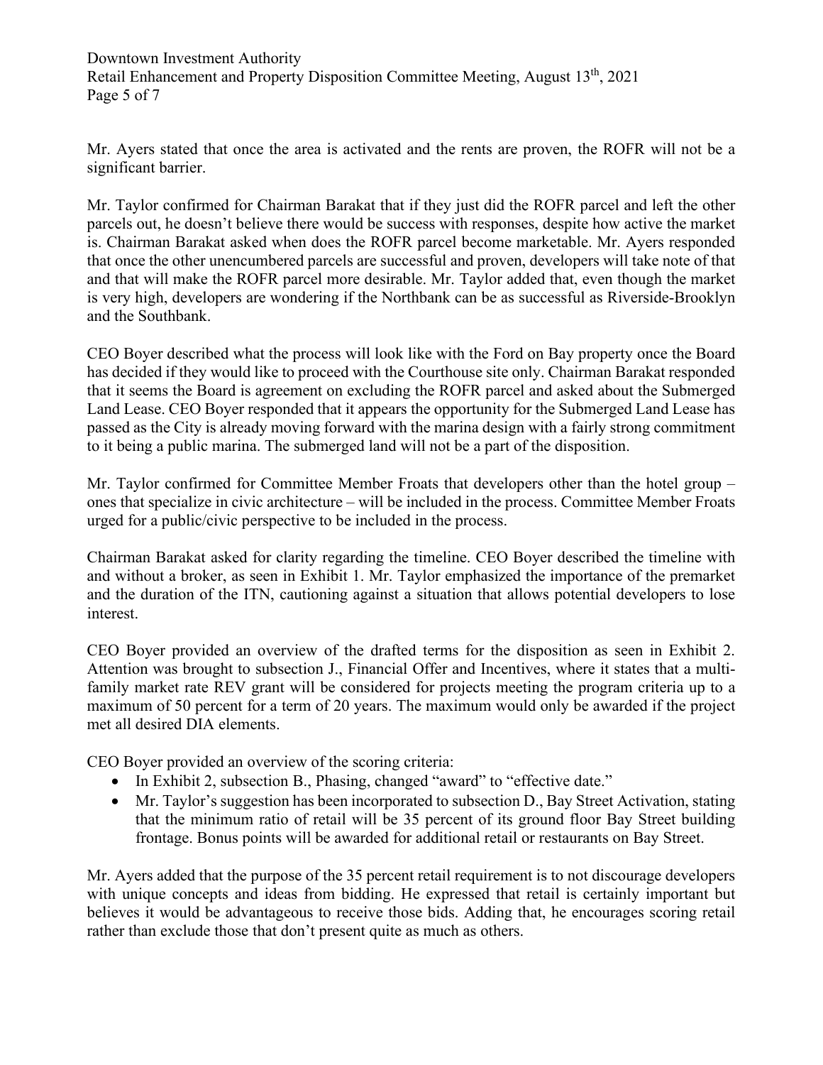Mr. Ayers stated that once the area is activated and the rents are proven, the ROFR will not be a significant barrier.

Mr. Taylor confirmed for Chairman Barakat that if they just did the ROFR parcel and left the other parcels out, he doesn't believe there would be success with responses, despite how active the market is. Chairman Barakat asked when does the ROFR parcel become marketable. Mr. Ayers responded that once the other unencumbered parcels are successful and proven, developers will take note of that and that will make the ROFR parcel more desirable. Mr. Taylor added that, even though the market is very high, developers are wondering if the Northbank can be as successful as Riverside-Brooklyn and the Southbank.

CEO Boyer described what the process will look like with the Ford on Bay property once the Board has decided if they would like to proceed with the Courthouse site only. Chairman Barakat responded that it seems the Board is agreement on excluding the ROFR parcel and asked about the Submerged Land Lease. CEO Boyer responded that it appears the opportunity for the Submerged Land Lease has passed as the City is already moving forward with the marina design with a fairly strong commitment to it being a public marina. The submerged land will not be a part of the disposition.

Mr. Taylor confirmed for Committee Member Froats that developers other than the hotel group – ones that specialize in civic architecture – will be included in the process. Committee Member Froats urged for a public/civic perspective to be included in the process.

Chairman Barakat asked for clarity regarding the timeline. CEO Boyer described the timeline with and without a broker, as seen in Exhibit 1. Mr. Taylor emphasized the importance of the premarket and the duration of the ITN, cautioning against a situation that allows potential developers to lose interest.

CEO Boyer provided an overview of the drafted terms for the disposition as seen in Exhibit 2. Attention was brought to subsection J., Financial Offer and Incentives, where it states that a multi-family market rate REV grant will be considered for projects meeting the program criteria up to a maximum of 50 percent for a term of 20 years. The maximum would only be awarded if the project met all desired DIA elements.

CEO Boyer provided an overview of the scoring criteria:

- In Exhibit 2, subsection B., Phasing, changed "award" to "effective date."
- Mr. Taylor's suggestion has been incorporated to subsection D., Bay Street Activation, stating that the minimum ratio of retail will be 35 percent of its ground floor Bay Street building frontage. Bonus points will be awarded for additional retail or restaurants on Bay Street.

Mr. Ayers added that the purpose of the 35 percent retail requirement is to not discourage developers with unique concepts and ideas from bidding. He expressed that retail is certainly important but believes it would be advantageous to receive those bids. Adding that, he encourages scoring retail rather than exclude those that don't present quite as much as others.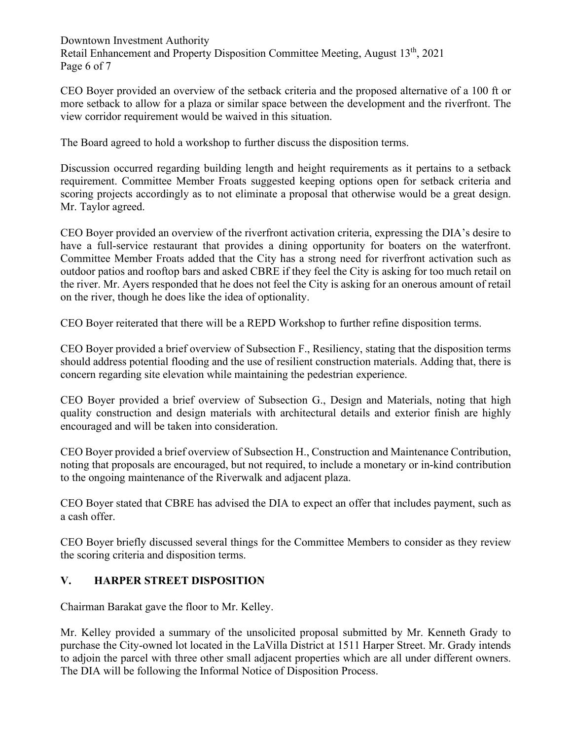CEO Boyer provided an overview of the setback criteria and the proposed alternative of a 100 ft or more setback to allow for a plaza or similar space between the development and the riverfront. The view corridor requirement would be waived in this situation.

The Board agreed to hold a workshop to further discuss the disposition terms.

Discussion occurred regarding building length and height requirements as it pertains to a setback requirement. Committee Member Froats suggested keeping options open for setback criteria and scoring projects accordingly as to not eliminate a proposal that otherwise would be a great design. Mr. Taylor agreed.

CEO Boyer provided an overview of the riverfront activation criteria, expressing the DIA's desire to have a full-service restaurant that provides a dining opportunity for boaters on the waterfront. Committee Member Froats added that the City has a strong need for riverfront activation such as outdoor patios and rooftop bars and asked CBRE if they feel the City is asking for too much retail on the river. Mr. Ayers responded that he does not feel the City is asking for an onerous amount of retail on the river, though he does like the idea of optionality.

CEO Boyer reiterated that there will be a REPD Workshop to further refine disposition terms.

CEO Boyer provided a brief overview of Subsection F., Resiliency, stating that the disposition terms should address potential flooding and the use of resilient construction materials. Adding that, there is concern regarding site elevation while maintaining the pedestrian experience.

CEO Boyer provided a brief overview of Subsection G., Design and Materials, noting that high quality construction and design materials with architectural details and exterior finish are highly encouraged and will be taken into consideration.

CEO Boyer provided a brief overview of Subsection H., Construction and Maintenance Contribution, noting that proposals are encouraged, but not required, to include a monetary or in-kind contribution to the ongoing maintenance of the Riverwalk and adjacent plaza.

CEO Boyer stated that CBRE has advised the DIA to expect an offer that includes payment, such as a cash offer.

CEO Boyer briefly discussed several things for the Committee Members to consider as they review the scoring criteria and disposition terms.

## V. HARPER STREET DISPOSITION

Chairman Barakat gave the floor to Mr. Kelley.

Mr. Kelley provided a summary of the unsolicited proposal submitted by Mr. Kenneth Grady to purchase the City-owned lot located in the LaVilla District at 1511 Harper Street. Mr. Grady intends to adjoin the parcel with three other small adjacent properties which are all under different owners. The DIA will be following the Informal Notice of Disposition Process.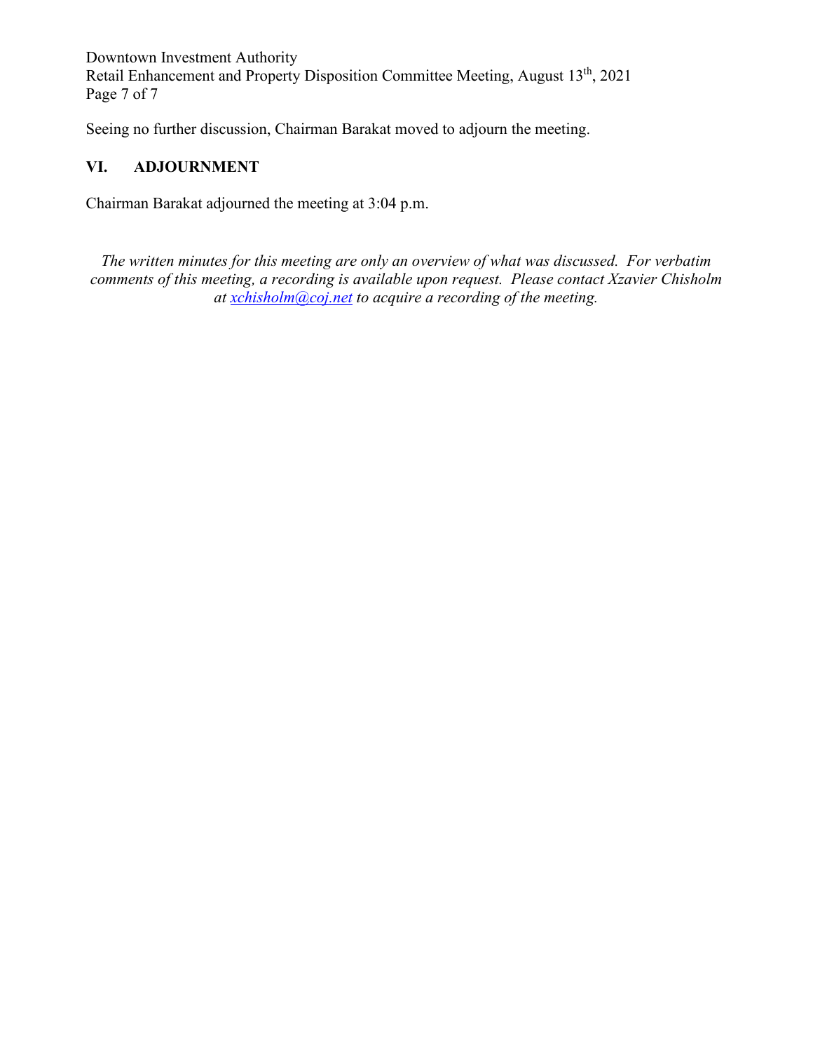Seeing no further discussion, Chairman Barakat moved to adjourn the meeting.

## VI. ADJOURNMENT

Chairman Barakat adjourned the meeting at 3:04 p.m.

*The written minutes for this meeting are only an overview of what was discussed. For verbatim comments of this meeting, a recording is available upon request. Please contact Xzavier Chisholm at xchisholm@coj.net to acquire a recording of the meeting.*